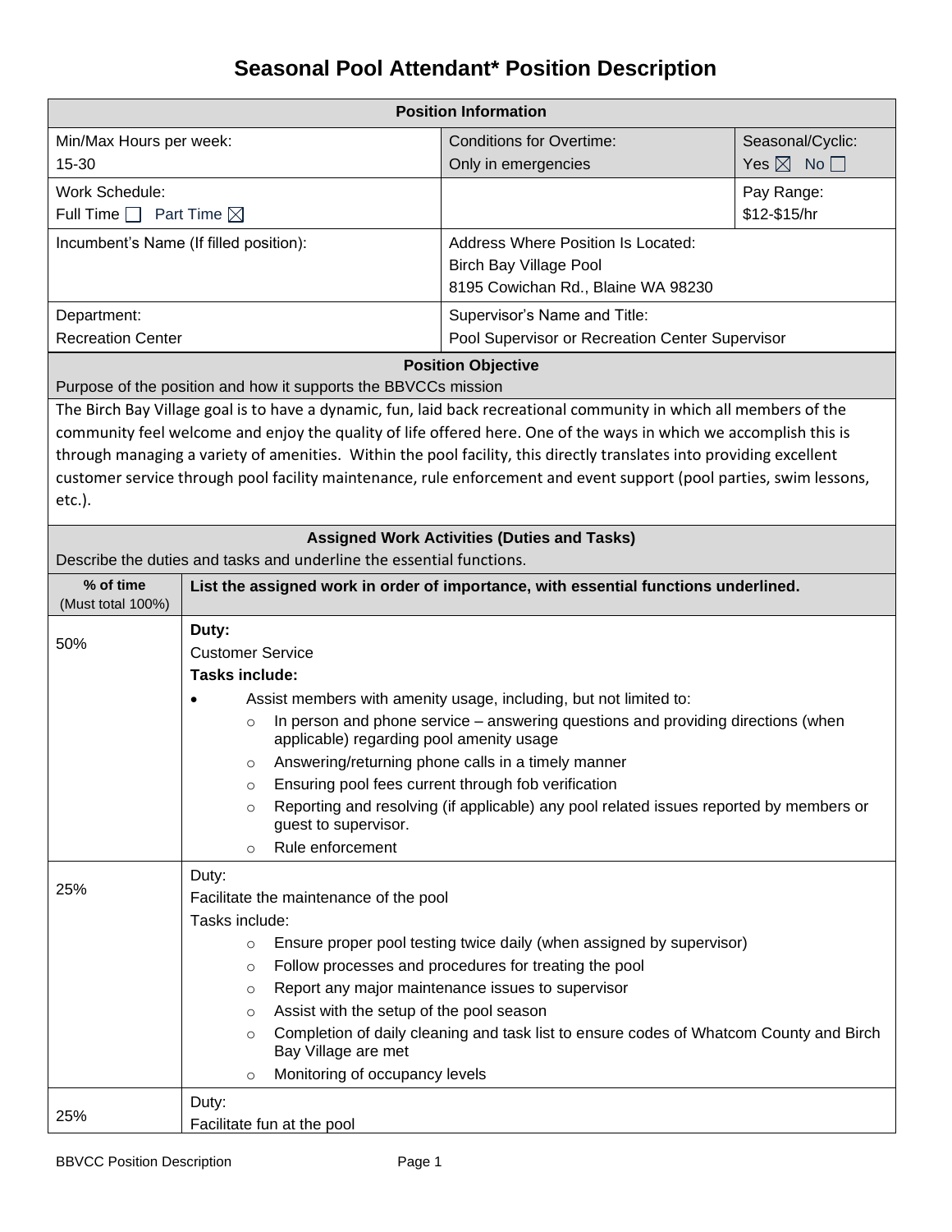# Seasonal Pool Attendant* Position Description

| Position Information | | |
|---|---|---|
| Min/Max Hours per week: 15-30 | Conditions for Overtime: Only in emergencies | Seasonal/Cyclic: Yes ☒ No ☐ |
| Work Schedule: Full Time ☐ Part Time ☒ | | Pay Range: $12-$15/hr |
| Incumbent's Name (If filled position): | Address Where Position Is Located: Birch Bay Village Pool 8195 Cowichan Rd., Blaine WA 98230 | |
| Department: Recreation Center | Supervisor's Name and Title: Pool Supervisor or Recreation Center Supervisor | |

**Position Objective**

Purpose of the position and how it supports the BBVCCs mission

The Birch Bay Village goal is to have a dynamic, fun, laid back recreational community in which all members of the community feel welcome and enjoy the quality of life offered here. One of the ways in which we accomplish this is through managing a variety of amenities. Within the pool facility, this directly translates into providing excellent customer service through pool facility maintenance, rule enforcement and event support (pool parties, swim lessons, etc.).

**Assigned Work Activities (Duties and Tasks)**

Describe the duties and tasks and underline the essential functions.

| % of time (Must total 100%) | List the assigned work in order of importance, with essential functions underlined. |
|---|---|
| 50% | **Duty:**<br>Customer Service<br>**Tasks include:**<br>• Assist members with amenity usage, including, but not limited to:<br>  ○ In person and phone service – answering questions and providing directions (when applicable) regarding pool amenity usage<br>  ○ Answering/returning phone calls in a timely manner<br>  ○ Ensuring pool fees current through fob verification<br>  ○ Reporting and resolving (if applicable) any pool related issues reported by members or guest to supervisor.<br>  ○ Rule enforcement |
| 25% | Duty:<br>Facilitate the maintenance of the pool<br>Tasks include:<br>  ○ Ensure proper pool testing twice daily (when assigned by supervisor)<br>  ○ Follow processes and procedures for treating the pool<br>  ○ Report any major maintenance issues to supervisor<br>  ○ Assist with the setup of the pool season<br>  ○ Completion of daily cleaning and task list to ensure codes of Whatcom County and Birch Bay Village are met<br>  ○ Monitoring of occupancy levels |
| 25% | Duty:<br>Facilitate fun at the pool |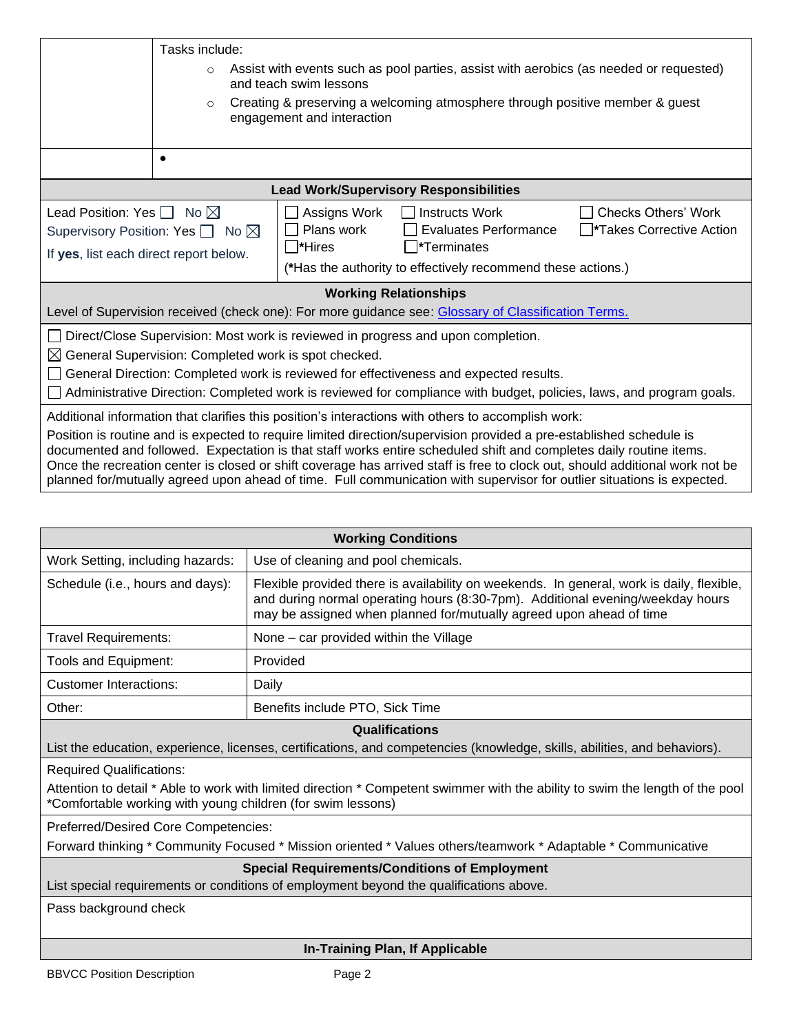| | Tasks include:<br>◦ Assist with events such as pool parties, assist with aerobics (as needed or requested) and teach swim lessons<br>◦ Creating & preserving a welcoming atmosphere through positive member & guest engagement and interaction |
|---|---|
| | • |

## Lead Work/Supervisory Responsibilities

| | | | |
|---|---|---|---|
| Lead Position: Yes ☐ No ☒<br>Supervisory Position: Yes ☐ No ☒<br>If **yes**, list each direct report below. | ☐ Assigns Work<br>☐ Plans work<br>☐ *Hires | ☐ Instructs Work<br>☐ Evaluates Performance<br>☐ *Terminates | ☐ Checks Others' Work<br>☐ *Takes Corrective Action |
| | (*Has the authority to effectively recommend these actions.) | | |

## Working Relationships

Level of Supervision received (check one): For more guidance see: Glossary of Classification Terms.

☐ Direct/Close Supervision: Most work is reviewed in progress and upon completion.
☒ General Supervision: Completed work is spot checked.
☐ General Direction: Completed work is reviewed for effectiveness and expected results.
☐ Administrative Direction: Completed work is reviewed for compliance with budget, policies, laws, and program goals.

Additional information that clarifies this position's interactions with others to accomplish work:

Position is routine and is expected to require limited direction/supervision provided a pre-established schedule is documented and followed. Expectation is that staff works entire scheduled shift and completes daily routine items. Once the recreation center is closed or shift coverage has arrived staff is free to clock out, should additional work not be planned for/mutually agreed upon ahead of time. Full communication with supervisor for outlier situations is expected.

## Working Conditions

| | |
|---|---|
| Work Setting, including hazards: | Use of cleaning and pool chemicals. |
| Schedule (i.e., hours and days): | Flexible provided there is availability on weekends. In general, work is daily, flexible, and during normal operating hours (8:30-7pm). Additional evening/weekday hours may be assigned when planned for/mutually agreed upon ahead of time |
| Travel Requirements: | None – car provided within the Village |
| Tools and Equipment: | Provided |
| Customer Interactions: | Daily |
| Other: | Benefits include PTO, Sick Time |

## Qualifications

List the education, experience, licenses, certifications, and competencies (knowledge, skills, abilities, and behaviors).

Required Qualifications:

Attention to detail * Able to work with limited direction * Competent swimmer with the ability to swim the length of the pool *Comfortable working with young children (for swim lessons)

Preferred/Desired Core Competencies:

Forward thinking * Community Focused * Mission oriented * Values others/teamwork * Adaptable * Communicative

## Special Requirements/Conditions of Employment

List special requirements or conditions of employment beyond the qualifications above.

Pass background check

## In-Training Plan, If Applicable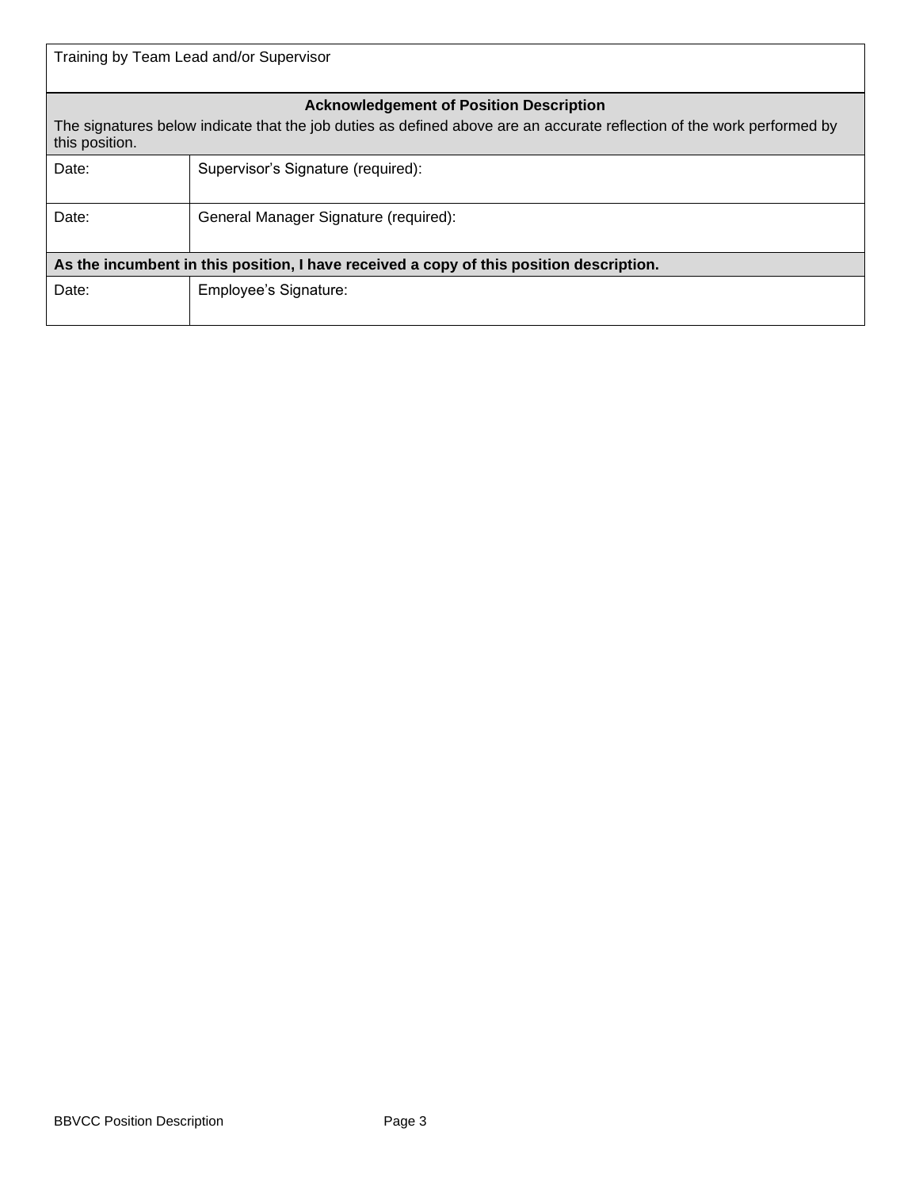Training by Team Lead and/or Supervisor

| Acknowledgement of Position Description<br>The signatures below indicate that the job duties as defined above are an accurate reflection of the work performed by this position. | |
| --- | --- |
| Date: | Supervisor's Signature (required): |
| Date: | General Manager Signature (required): |
| **As the incumbent in this position, I have received a copy of this position description.** | |
| Date: | Employee's Signature: |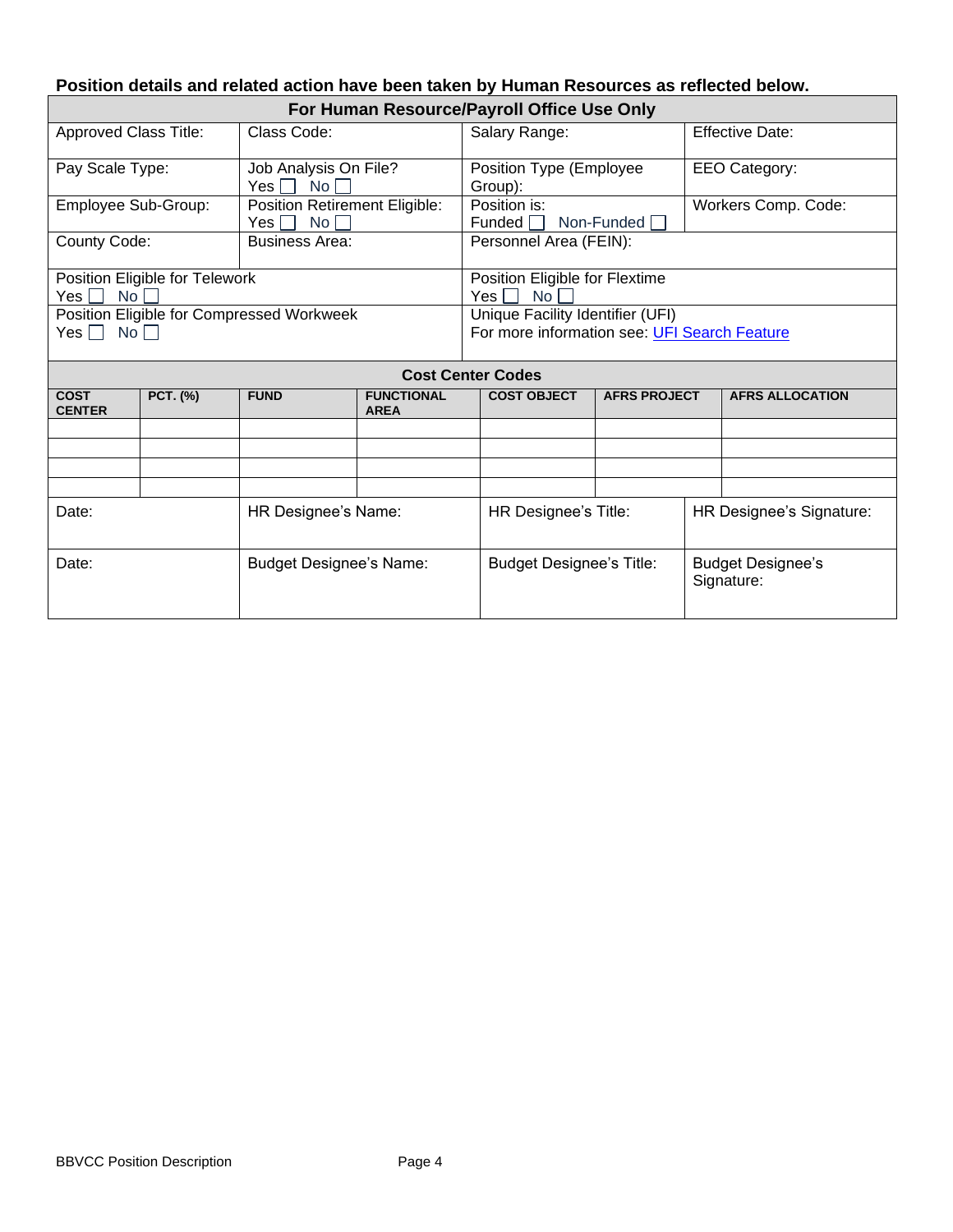**Position details and related action have been taken by Human Resources as reflected below.**

| For Human Resource/Payroll Office Use Only | | | |
|---|---|---|---|
| Approved Class Title: | Class Code: | Salary Range: | Effective Date: |
| Pay Scale Type: | Job Analysis On File? Yes ☐ No ☐ | Position Type (Employee Group): | EEO Category: |
| Employee Sub-Group: | Position Retirement Eligible: Yes ☐ No ☐ | Position is: Funded ☐ Non-Funded ☐ | Workers Comp. Code: |
| County Code: | Business Area: | Personnel Area (FEIN): | |
| Position Eligible for Telework Yes ☐ No ☐ | | Position Eligible for Flextime Yes ☐ No ☐ | |
| Position Eligible for Compressed Workweek Yes ☐ No ☐ | | Unique Facility Identifier (UFI) For more information see: [UFI Search Feature]() | |

**Cost Center Codes**

| COST CENTER | PCT. (%) | FUND | FUNCTIONAL AREA | COST OBJECT | AFRS PROJECT | AFRS ALLOCATION |
|---|---|---|---|---|---|---|
| | | | | | | |
| | | | | | | |
| | | | | | | |
| | | | | | | |

| | | | |
|---|---|---|---|
| Date: | HR Designee's Name: | HR Designee's Title: | HR Designee's Signature: |
| Date: | Budget Designee's Name: | Budget Designee's Title: | Budget Designee's Signature: |